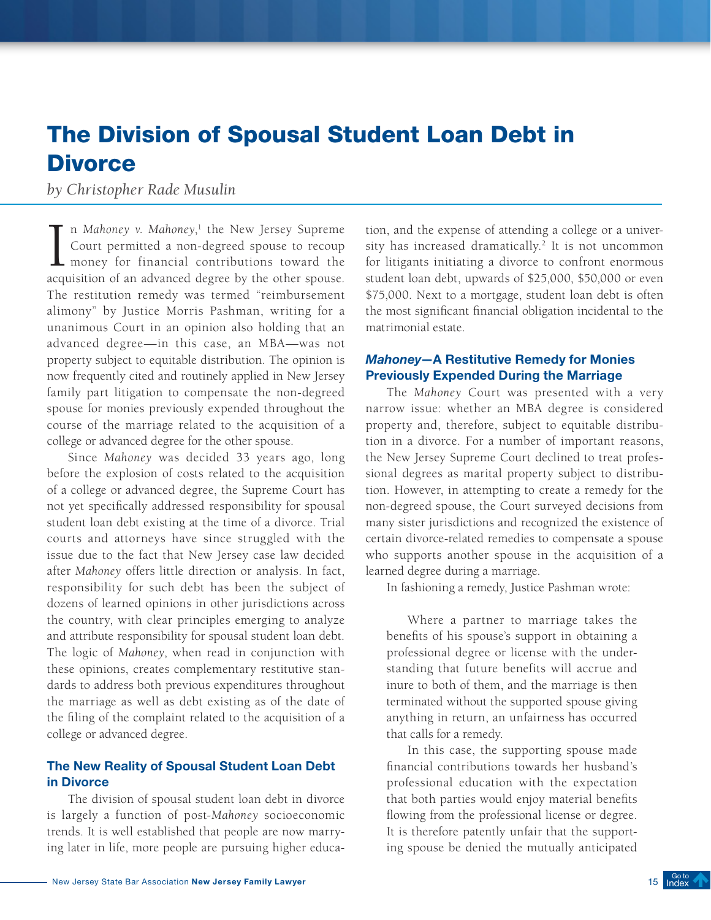# The Division of Spousal Student Loan Debt in Divorce

*by Christopher Rade Musulin*

In *Mahoney v. Mahoney*,[1] the New Jersey Supreme Court permitted a non-degreed spouse to recoup money for financial contributions toward the acquisition of an advanced degree by the other spouse. The restitution remedy was termed "reimbursement alimony" by Justice Morris Pashman, writing for a unanimous Court in an opinion also holding that an advanced degree—in this case, an MBA—was not property subject to equitable distribution. The opinion is now frequently cited and routinely applied in New Jersey family part litigation to compensate the non-degreed spouse for monies previously expended throughout the course of the marriage related to the acquisition of a college or advanced degree for the other spouse.

Since *Mahoney* was decided 33 years ago, long before the explosion of costs related to the acquisition of a college or advanced degree, the Supreme Court has not yet specifically addressed responsibility for spousal student loan debt existing at the time of a divorce. Trial courts and attorneys have since struggled with the issue due to the fact that New Jersey case law decided after *Mahoney* offers little direction or analysis. In fact, responsibility for such debt has been the subject of dozens of learned opinions in other jurisdictions across the country, with clear principles emerging to analyze and attribute responsibility for spousal student loan debt. The logic of *Mahoney*, when read in conjunction with these opinions, creates complementary restitutive standards to address both previous expenditures throughout the marriage as well as debt existing as of the date of the filing of the complaint related to the acquisition of a college or advanced degree.

## The New Reality of Spousal Student Loan Debt in Divorce

The division of spousal student loan debt in divorce is largely a function of post-*Mahoney* socioeconomic trends. It is well established that people are now marrying later in life, more people are pursuing higher education, and the expense of attending a college or a university has increased dramatically.[2] It is not uncommon for litigants initiating a divorce to confront enormous student loan debt, upwards of $25,000, $50,000 or even $75,000. Next to a mortgage, student loan debt is often the most significant financial obligation incidental to the matrimonial estate.

## *Mahoney*—A Restitutive Remedy for Monies Previously Expended During the Marriage

The *Mahoney* Court was presented with a very narrow issue: whether an MBA degree is considered property and, therefore, subject to equitable distribution in a divorce. For a number of important reasons, the New Jersey Supreme Court declined to treat professional degrees as marital property subject to distribution. However, in attempting to create a remedy for the non-degreed spouse, the Court surveyed decisions from many sister jurisdictions and recognized the existence of certain divorce-related remedies to compensate a spouse who supports another spouse in the acquisition of a learned degree during a marriage.

In fashioning a remedy, Justice Pashman wrote:

> Where a partner to marriage takes the benefits of his spouse's support in obtaining a professional degree or license with the understanding that future benefits will accrue and inure to both of them, and the marriage is then terminated without the supported spouse giving anything in return, an unfairness has occurred that calls for a remedy.
>
> In this case, the supporting spouse made financial contributions towards her husband's professional education with the expectation that both parties would enjoy material benefits flowing from the professional license or degree. It is therefore patently unfair that the supporting spouse be denied the mutually anticipated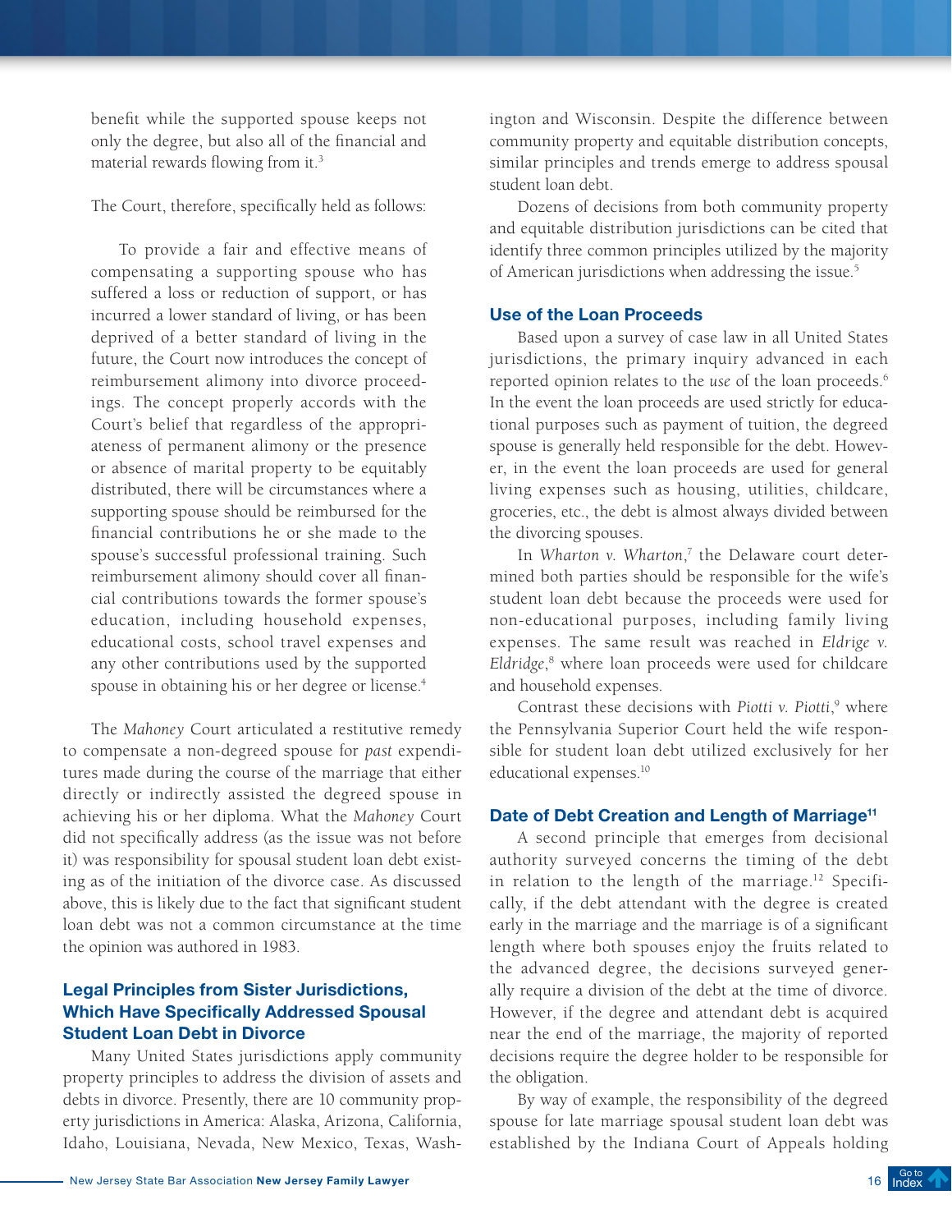benefit while the supported spouse keeps not only the degree, but also all of the financial and material rewards flowing from it.[3]

The Court, therefore, specifically held as follows:

> To provide a fair and effective means of compensating a supporting spouse who has suffered a loss or reduction of support, or has incurred a lower standard of living, or has been deprived of a better standard of living in the future, the Court now introduces the concept of reimbursement alimony into divorce proceedings. The concept properly accords with the Court's belief that regardless of the appropriateness of permanent alimony or the presence or absence of marital property to be equitably distributed, there will be circumstances where a supporting spouse should be reimbursed for the financial contributions he or she made to the spouse's successful professional training. Such reimbursement alimony should cover all financial contributions towards the former spouse's education, including household expenses, educational costs, school travel expenses and any other contributions used by the supported spouse in obtaining his or her degree or license.[4]

The *Mahoney* Court articulated a restitutive remedy to compensate a non-degreed spouse for *past* expenditures made during the course of the marriage that either directly or indirectly assisted the degreed spouse in achieving his or her diploma. What the *Mahoney* Court did not specifically address (as the issue was not before it) was responsibility for spousal student loan debt existing as of the initiation of the divorce case. As discussed above, this is likely due to the fact that significant student loan debt was not a common circumstance at the time the opinion was authored in 1983.

### Legal Principles from Sister Jurisdictions, Which Have Specifically Addressed Spousal Student Loan Debt in Divorce

Many United States jurisdictions apply community property principles to address the division of assets and debts in divorce. Presently, there are 10 community property jurisdictions in America: Alaska, Arizona, California, Idaho, Louisiana, Nevada, New Mexico, Texas, Washington and Wisconsin. Despite the difference between community property and equitable distribution concepts, similar principles and trends emerge to address spousal student loan debt.

Dozens of decisions from both community property and equitable distribution jurisdictions can be cited that identify three common principles utilized by the majority of American jurisdictions when addressing the issue.[5]

### Use of the Loan Proceeds

Based upon a survey of case law in all United States jurisdictions, the primary inquiry advanced in each reported opinion relates to the *use* of the loan proceeds.[6] In the event the loan proceeds are used strictly for educational purposes such as payment of tuition, the degreed spouse is generally held responsible for the debt. However, in the event the loan proceeds are used for general living expenses such as housing, utilities, childcare, groceries, etc., the debt is almost always divided between the divorcing spouses.

In *Wharton v. Wharton*,[7] the Delaware court determined both parties should be responsible for the wife's student loan debt because the proceeds were used for non-educational purposes, including family living expenses. The same result was reached in *Eldrige v. Eldridge*,[8] where loan proceeds were used for childcare and household expenses.

Contrast these decisions with *Piotti v. Piotti*,[9] where the Pennsylvania Superior Court held the wife responsible for student loan debt utilized exclusively for her educational expenses.[10]

### Date of Debt Creation and Length of Marriage[11]

A second principle that emerges from decisional authority surveyed concerns the timing of the debt in relation to the length of the marriage.[12] Specifically, if the debt attendant with the degree is created early in the marriage and the marriage is of a significant length where both spouses enjoy the fruits related to the advanced degree, the decisions surveyed generally require a division of the debt at the time of divorce. However, if the degree and attendant debt is acquired near the end of the marriage, the majority of reported decisions require the degree holder to be responsible for the obligation.

By way of example, the responsibility of the degreed spouse for late marriage spousal student loan debt was established by the Indiana Court of Appeals holding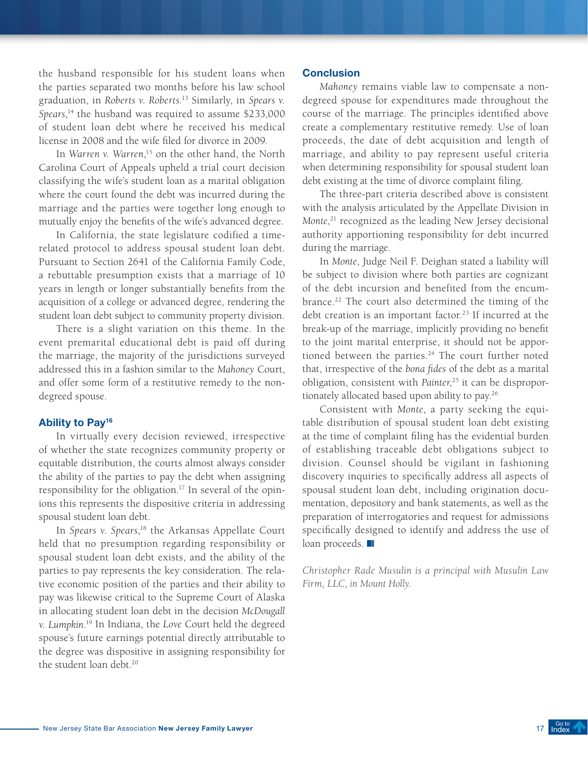the husband responsible for his student loans when the parties separated two months before his law school graduation, in *Roberts v. Roberts*.[13] Similarly, in *Spears v. Spears*,[14] the husband was required to assume $233,000 of student loan debt where he received his medical license in 2008 and the wife filed for divorce in 2009.

In *Warren v. Warren*,[15] on the other hand, the North Carolina Court of Appeals upheld a trial court decision classifying the wife's student loan as a marital obligation where the court found the debt was incurred during the marriage and the parties were together long enough to mutually enjoy the benefits of the wife's advanced degree.

In California, the state legislature codified a time-related protocol to address spousal student loan debt. Pursuant to Section 2641 of the California Family Code, a rebuttable presumption exists that a marriage of 10 years in length or longer substantially benefits from the acquisition of a college or advanced degree, rendering the student loan debt subject to community property division.

There is a slight variation on this theme. In the event premarital educational debt is paid off during the marriage, the majority of the jurisdictions surveyed addressed this in a fashion similar to the *Mahoney* Court, and offer some form of a restitutive remedy to the non-degreed spouse.

### Ability to Pay[16]

In virtually every decision reviewed, irrespective of whether the state recognizes community property or equitable distribution, the courts almost always consider the ability of the parties to pay the debt when assigning responsibility for the obligation.[17] In several of the opinions this represents the dispositive criteria in addressing spousal student loan debt.

In *Spears v. Spears*,[18] the Arkansas Appellate Court held that no presumption regarding responsibility or spousal student loan debt exists, and the ability of the parties to pay represents the key consideration. The relative economic position of the parties and their ability to pay was likewise critical to the Supreme Court of Alaska in allocating student loan debt in the decision *McDougall v. Lumpkin*.[19] In Indiana, the *Love* Court held the degreed spouse's future earnings potential directly attributable to the degree was dispositive in assigning responsibility for the student loan debt.[20]

### Conclusion

*Mahoney* remains viable law to compensate a non-degreed spouse for expenditures made throughout the course of the marriage. The principles identified above create a complementary restitutive remedy. Use of loan proceeds, the date of debt acquisition and length of marriage, and ability to pay represent useful criteria when determining responsibility for spousal student loan debt existing at the time of divorce complaint filing.

The three-part criteria described above is consistent with the analysis articulated by the Appellate Division in *Monte*,[21] recognized as the leading New Jersey decisional authority apportioning responsibility for debt incurred during the marriage.

In *Monte*, Judge Neil F. Deighan stated a liability will be subject to division where both parties are cognizant of the debt incursion and benefited from the encumbrance.[22] The court also determined the timing of the debt creation is an important factor.[23] If incurred at the break-up of the marriage, implicitly providing no benefit to the joint marital enterprise, it should not be apportioned between the parties.[24] The court further noted that, irrespective of the *bona fides* of the debt as a marital obligation, consistent with *Painter*,[25] it can be disproportionately allocated based upon ability to pay.[26]

Consistent with *Monte*, a party seeking the equitable distribution of spousal student loan debt existing at the time of complaint filing has the evidential burden of establishing traceable debt obligations subject to division. Counsel should be vigilant in fashioning discovery inquiries to specifically address all aspects of spousal student loan debt, including origination documentation, depository and bank statements, as well as the preparation of interrogatories and request for admissions specifically designed to identify and address the use of loan proceeds.

*Christopher Rade Musulin is a principal with Musulin Law Firm, LLC, in Mount Holly.*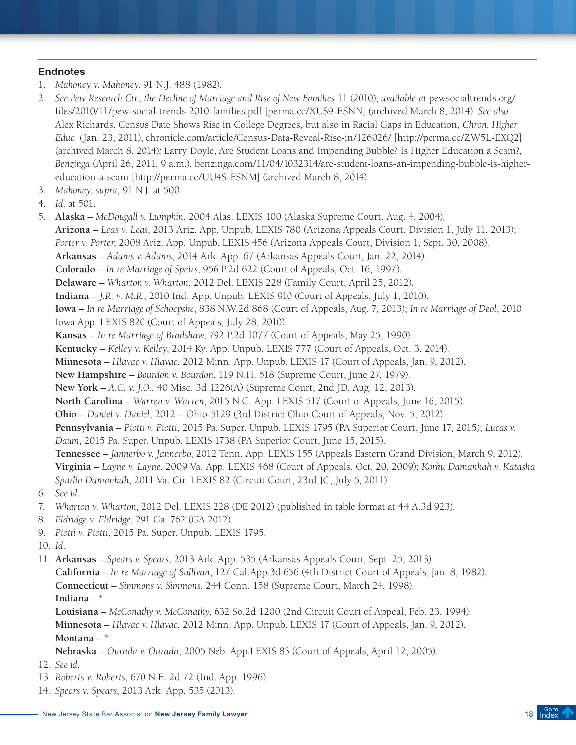## Endnotes

1. *Mahoney v. Mahoney*, 91 N.J. 488 (1982).
2. *See Pew Research Ctr., the Decline of Marriage and Rise of New Families* 11 (2010), *available at* pewsocialtrends.org/files/2010/11/pew-social-trends-2010-families.pdf [perma.cc/XUS9-ESNN] (archived March 8, 2014). *See also* Alex Richards, Census Date Shows Rise in College Degrees, but also in Racial Gaps in Education, *Chron, Higher Educ.* (Jan. 23, 2011), chronicle.com/article/Census-Data-Reveal-Rise-in/126026/ [http://perma.cc/ZW5L-EXQ2] (archived March 8, 2014)*;* Larry Doyle, Are Student Loans and Impending Bubble? Is Higher Education a Scam?, *Benzinga* (April 26, 2011, 9 a.m.), benzinga.com/11/04/1032314/are-student-loans-an-impending-bubble-is-higher-education-a-scam [http://perma.cc/UU4S-FSNM] (archived March 8, 2014).
3. *Mahoney*, *supra*, 91 N.J. at 500.
4. *Id*. at 501.
5. **Alaska** – *McDougall v. Lumpkin*, 2004 Alas. LEXIS 100 (Alaska Supreme Court, Aug. 4, 2004).
   **Arizona** – *Leas v. Leas*, 2013 Ariz. App. Unpub. LEXIS 780 (Arizona Appeals Court, Division 1, July 11, 2013); *Porter v. Porter*, 2008 Ariz. App. Unpub. LEXIS 456 (Arizona Appeals Court, Division 1, Sept. 30, 2008).
   **Arkansas** – *Adams v. Adams*, 2014 Ark. App. 67 (Arkansas Appeals Court, Jan. 22, 2014).
   **Colorado** – *In re Marriage of Speirs*, 956 P.2d 622 (Court of Appeals, Oct. 16, 1997).
   **Delaware** – *Wharton v. Wharton*, 2012 Del. LEXIS 228 (Family Court, April 25, 2012).
   **Indiana** – *J.R. v. M.R.*, 2010 Ind. App. Unpub. LEXIS 910 (Court of Appeals, July 1, 2010).
   **Iowa** – *In re Marriage of Schoepske*, 838 N.W.2d 868 (Court of Appeals, Aug. 7, 2013); *In re Marriage of Deol*, 2010 Iowa App. LEXIS 820 (Court of Appeals, July 28, 2010).
   **Kansas** – *In re Marriage of Bradshaw*, 792 P.2d 1077 (Court of Appeals, May 25, 1990).
   **Kentucky** – *Kelley v. Kelley*, 2014 Ky. App. Unpub. LEXIS 777 (Court of Appeals, Oct. 3, 2014).
   **Minnesota** – *Hlavac v. Hlavac*, 2012 Minn. App. Unpub. LEXIS 17 (Court of Appeals, Jan. 9, 2012).
   **New Hampshire** – *Bourdon v. Bourdon*, 119 N.H. 518 (Supreme Court, June 27, 1979).
   **New York** – *A.C. v. J.O.*, 40 Misc. 3d 1226(A) (Supreme Court, 2nd JD, Aug. 12, 2013).
   **North Carolina** – *Warren v. Warren*, 2015 N.C. App. LEXIS 517 (Court of Appeals, June 16, 2015).
   **Ohio** – *Daniel v. Daniel*, 2012 – Ohio-5129 (3rd District Ohio Court of Appeals, Nov. 5, 2012).
   **Pennsylvania** – *Piotti v. Piotti*, 2015 Pa. Super. Unpub. LEXIS 1795 (PA Superior Court, June 17, 2015); *Lucas v. Daum*, 2015 Pa. Super. Unpub. LEXIS 1738 (PA Superior Court, June 15, 2015).
   **Tennessee** – *Jannerbo v. Jannerbo*, 2012 Tenn. App. LEXIS 155 (Appeals Eastern Grand Division, March 9, 2012).
   **Virginia** – *Layne v. Layne*, 2009 Va. App. LEXIS 468 (Court of Appeals, Oct. 20, 2009); *Korku Damankah v. Katasha Spurlin Damankah*, 2011 Va. Cir. LEXIS 82 (Circuit Court, 23rd JC, July 5, 2011).
6. *See id*.
7. *Wharton v. Wharton,* 2012 Del. LEXIS 228 (DE 2012) (published in table format at 44 A.3d 923).
8. *Eldridge v. Eldridge*, 291 Ga. 762 (GA 2012).
9. *Piotti v. Piotti*, 2015 Pa. Super. Unpub. LEXIS 1795.
10. *Id*.
11. **Arkansas** – *Spears v. Spears*, 2013 Ark. App. 535 (Arkansas Appeals Court, Sept. 25, 2013).
    **California** – *In re Marriage of Sullivan*, 127 Cal.App.3d 656 (4th District Court of Appeals, Jan. 8, 1982).
    **Connecticut** – *Simmons v. Simmons*, 244 Conn. 158 (Supreme Court, March 24, 1998).
    **Indiana** - *
    **Louisiana** – *McConathy v. McConathy*, 632 So.2d 1200 (2nd Circuit Court of Appeal, Feb. 23, 1994).
    **Minnesota** – *Hlavac v. Hlavac*, 2012 Minn. App. Unpub. LEXIS 17 (Court of Appeals, Jan. 9, 2012).
    **Montana** – *
    **Nebraska** – *Ourada v. Ourada*, 2005 Neb. App.LEXIS 83 (Court of Appeals, April 12, 2005).
12. *See id*.
13. *Roberts v. Roberts*, 670 N.E. 2d 72 (Ind. App. 1996).
14. *Spears v. Spears*, 2013 Ark. App. 535 (2013).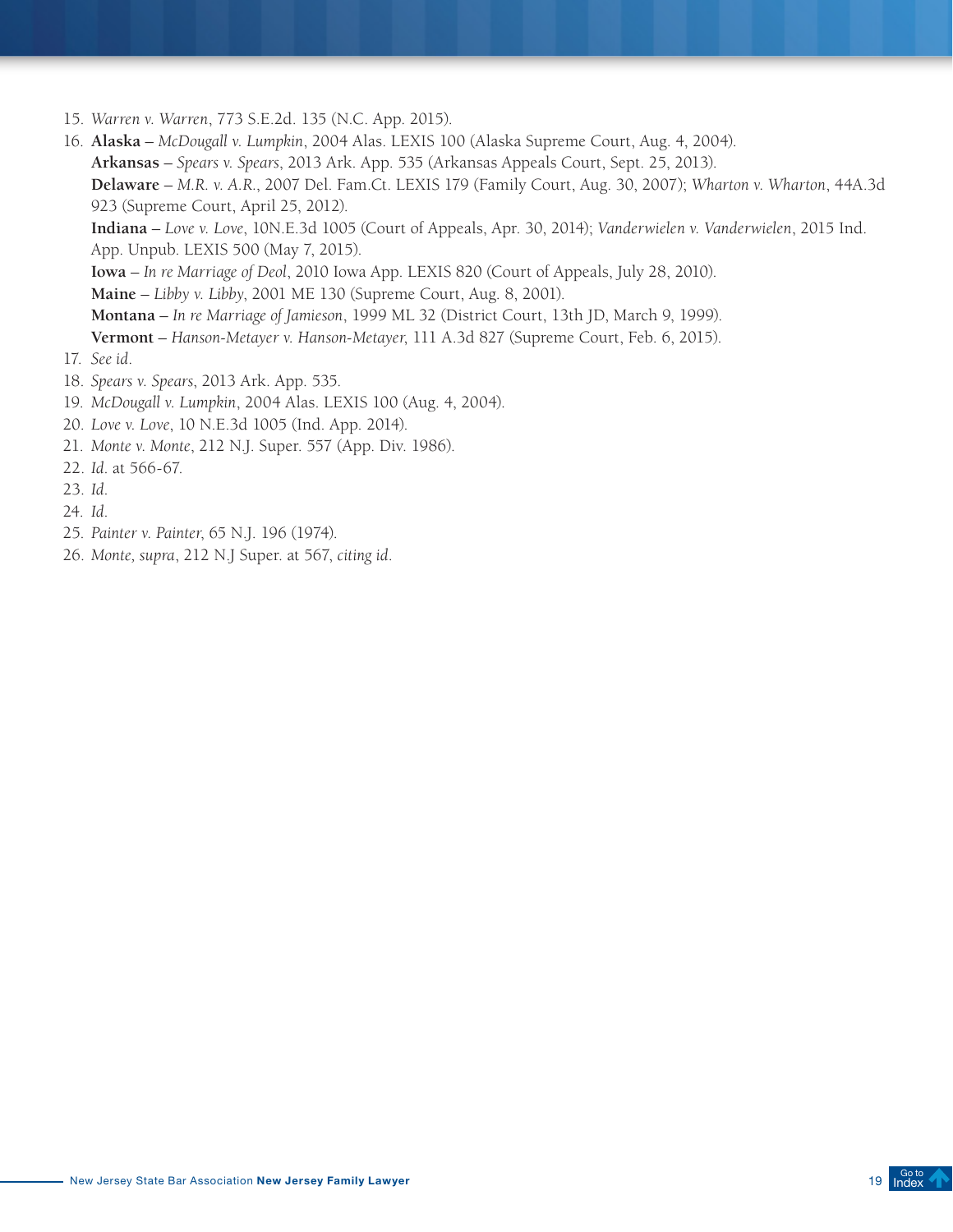15. *Warren v. Warren*, 773 S.E.2d. 135 (N.C. App. 2015).
16. **Alaska** – *McDougall v. Lumpkin*, 2004 Alas. LEXIS 100 (Alaska Supreme Court, Aug. 4, 2004).
    **Arkansas** – *Spears v. Spears*, 2013 Ark. App. 535 (Arkansas Appeals Court, Sept. 25, 2013).
    **Delaware** – *M.R. v. A.R.*, 2007 Del. Fam.Ct. LEXIS 179 (Family Court, Aug. 30, 2007); *Wharton v. Wharton*, 44A.3d 923 (Supreme Court, April 25, 2012).
    **Indiana** – *Love v. Love*, 10N.E.3d 1005 (Court of Appeals, Apr. 30, 2014); *Vanderwielen v. Vanderwielen*, 2015 Ind. App. Unpub. LEXIS 500 (May 7, 2015).
    **Iowa** – *In re Marriage of Deol*, 2010 Iowa App. LEXIS 820 (Court of Appeals, July 28, 2010).
    **Maine** – *Libby v. Libby*, 2001 ME 130 (Supreme Court, Aug. 8, 2001).
    **Montana** – *In re Marriage of Jamieson*, 1999 ML 32 (District Court, 13th JD, March 9, 1999).
    **Vermont** – *Hanson-Metayer v. Hanson-Metayer*, 111 A.3d 827 (Supreme Court, Feb. 6, 2015).
17. *See id*.
18. *Spears v. Spears*, 2013 Ark. App. 535.
19. *McDougall v. Lumpkin*, 2004 Alas. LEXIS 100 (Aug. 4, 2004).
20. *Love v. Love*, 10 N.E.3d 1005 (Ind. App. 2014).
21. *Monte v. Monte*, 212 N.J. Super. 557 (App. Div. 1986).
22. *Id*. at 566-67.
23. *Id*.
24. *Id*.
25. *Painter v. Painter*, 65 N.J. 196 (1974).
26. *Monte, supra*, 212 N.J Super. at 567, *citing id*.